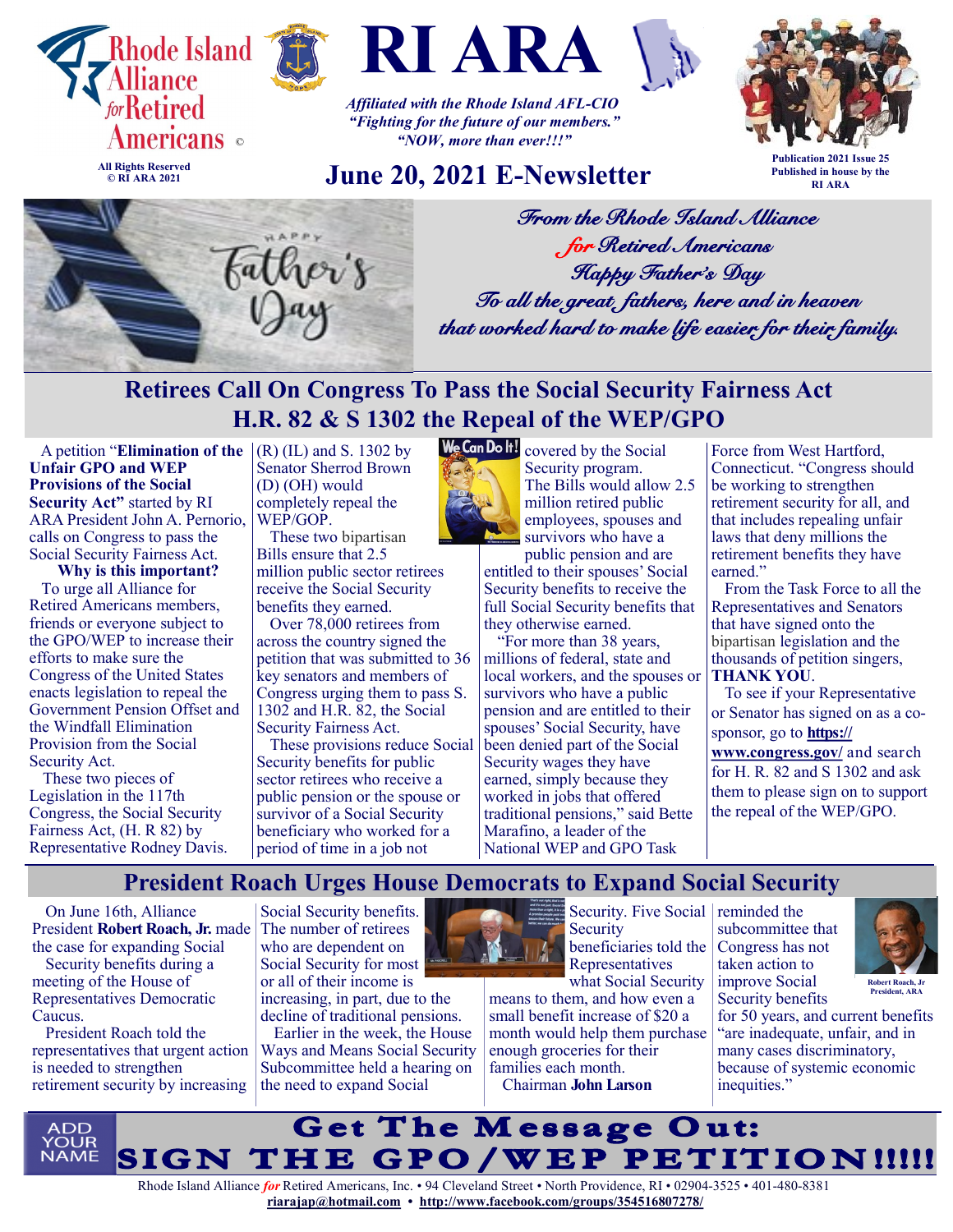# RI ARA

Rhode Island Alliance for Retired Americans ©

All Rights Reserved
© RI ARA 2021

*Affiliated with the Rhode Island AFL-CIO*
*"Fighting for the future of our members."*
*"NOW, more than ever!!!"*

## June 20, 2021 E-Newsletter

Publication 2021 Issue 25
Published in house by the RI ARA

*From the Rhode Island Alliance for Retired Americans*
*Happy Father's Day*
*To all the great fathers, here and in heaven that worked hard to make life easier for their family.*

## Retirees Call On Congress To Pass the Social Security Fairness Act H.R. 82 & S 1302 the Repeal of the WEP/GPO

A petition "**Elimination of the Unfair GPO and WEP Provisions of the Social Security Act"** started by RI ARA President John A. Pernorio, calls on Congress to pass the Social Security Fairness Act.

**Why is this important?**

To urge all Alliance for Retired Americans members, friends or everyone subject to the GPO/WEP to increase their efforts to make sure the Congress of the United States enacts legislation to repeal the Government Pension Offset and the Windfall Elimination Provision from the Social Security Act.

These two pieces of Legislation in the 117th Congress, the Social Security Fairness Act, (H. R 82) by Representative Rodney Davis. (R) (IL) and S. 1302 by Senator Sherrod Brown (D) (OH) would completely repeal the WEP/GOP.

These two bipartisan Bills ensure that 2.5 million public sector retirees receive the Social Security benefits they earned.

Over 78,000 retirees from across the country signed the petition that was submitted to 36 key senators and members of Congress urging them to pass S. 1302 and H.R. 82, the Social Security Fairness Act.

These provisions reduce Social Security benefits for public sector retirees who receive a public pension or the spouse or survivor of a Social Security beneficiary who worked for a period of time in a job not covered by the Social Security program. The Bills would allow 2.5 million retired public employees, spouses and survivors who have a public pension and are entitled to their spouses' Social Security benefits to receive the full Social Security benefits that they otherwise earned.

"For more than 38 years, millions of federal, state and local workers, and the spouses or survivors who have a public pension and are entitled to their spouses' Social Security, have been denied part of the Social Security wages they have earned, simply because they worked in jobs that offered traditional pensions," said Bette Marafino, a leader of the National WEP and GPO Task Force from West Hartford, Connecticut. "Congress should be working to strengthen retirement security for all, and that includes repealing unfair laws that deny millions the retirement benefits they have earned."

From the Task Force to all the Representatives and Senators that have signed onto the bipartisan legislation and the thousands of petition singers, **THANK YOU**.

To see if your Representative or Senator has signed on as a co-sponsor, go to **https://www.congress.gov/** and search for H. R. 82 and S 1302 and ask them to please sign on to support the repeal of the WEP/GPO.

## President Roach Urges House Democrats to Expand Social Security

On June 16th, Alliance President **Robert Roach, Jr.** made the case for expanding Social Security benefits during a meeting of the House of Representatives Democratic Caucus.

President Roach told the representatives that urgent action is needed to strengthen retirement security by increasing Social Security benefits. The number of retirees who are dependent on Social Security for most or all of their income is increasing, in part, due to the decline of traditional pensions.

Earlier in the week, the House Ways and Means Social Security Subcommittee held a hearing on the need to expand Social Security. Five Social Security beneficiaries told the Representatives what Social Security means to them, and how even a small benefit increase of $20 a month would help them purchase enough groceries for their families each month.

Chairman **John Larson** reminded the subcommittee that Congress has not taken action to improve Social Security benefits for 50 years, and current benefits "are inadequate, unfair, and in many cases discriminatory, because of systemic economic inequities."

Robert Roach, Jr
President, ARA

ADD YOUR NAME

## Get The Message Out: SIGN THE GPO/WEP PETITION!!!!!

Rhode Island Alliance *for* Retired Americans, Inc. • 94 Cleveland Street • North Providence, RI • 02904-3525 • 401-480-8381
riarajap@hotmail.com • http://www.facebook.com/groups/354516807278/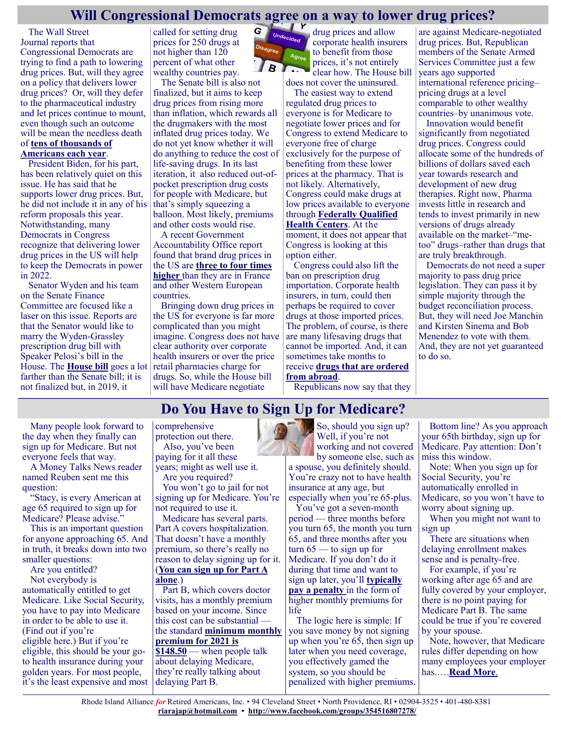# Will Congressional Democrats agree on a way to lower drug prices?

The Wall Street Journal reports that Congressional Democrats are trying to find a path to lowering drug prices. But, will they agree on a policy that delivers lower drug prices? Or, will they defer to the pharmaceutical industry and let prices continue to mount, even though such an outcome will be mean the needless death of **tens of thousands of Americans each year**.

President Biden, for his part, has been relatively quiet on this issue. He has said that he supports lower drug prices. But, he did not include it in any of his reform proposals this year. Notwithstanding, many Democrats in Congress recognize that delivering lower drug prices in the US will help to keep the Democrats in power in 2022.

Senator Wyden and his team on the Senate Finance Committee are focused like a laser on this issue. Reports are that the Senator would like to marry the Wyden-Grassley prescription drug bill with Speaker Pelosi's bill in the House. The **House bill** goes a lot farther than the Senate bill; it is not finalized but, in 2019, it called for setting drug prices for 250 drugs at not higher than 120 percent of what other wealthy countries pay.

The Senate bill is also not finalized, but it aims to keep drug prices from rising more than inflation, which rewards all the drugmakers with the most inflated drug prices today. We do not yet know whether it will do anything to reduce the cost of life-saving drugs. In its last iteration, it also reduced out-of-pocket prescription drug costs for people with Medicare, but that's simply squeezing a balloon. Most likely, premiums and other costs would rise.

A recent Government Accountability Office report found that brand drug prices in the US are **three to four times higher** than they are in France and other Western European countries.

Bringing down drug prices in the US for everyone is far more complicated than you might imagine. Congress does not have clear authority over corporate health insurers or over the price retail pharmacies charge for drugs. So, while the House bill will have Medicare negotiate drug prices and allow corporate health insurers to benefit from those prices, it's not entirely clear how. The House bill does not cover the uninsured.

The easiest way to extend regulated drug prices to everyone is for Medicare to negotiate lower prices and for Congress to extend Medicare to everyone free of charge exclusively for the purpose of benefiting from these lower prices at the pharmacy. That is not likely. Alternatively, Congress could make drugs at low prices available to everyone through **Federally Qualified Health Centers**. At the moment, it does not appear that Congress is looking at this option either.

Congress could also lift the ban on prescription drug importation. Corporate health insurers, in turn, could then perhaps be required to cover drugs at those imported prices. The problem, of course, is there are many lifesaving drugs that cannot be imported. And, it can sometimes take months to receive **drugs that are ordered from abroad**.

Republicans now say that they are against Medicare-negotiated drug prices. But, Republican members of the Senate Armed Services Committee just a few years ago supported international reference pricing–pricing drugs at a level comparable to other wealthy countries–by unanimous vote.

Innovation would benefit significantly from negotiated drug prices. Congress could allocate some of the hundreds of billions of dollars saved each year towards research and development of new drug therapies. Right now, Pharma invests little in research and tends to invest primarily in new versions of drugs already available on the market–"me-too" drugs–rather than drugs that are truly breakthrough.

Democrats do not need a super majority to pass drug price legislation. They can pass it by simple majority through the budget reconciliation process. But, they will need Joe Manchin and Kirsten Sinema and Bob Menendez to vote with them. And, they are not yet guaranteed to do so.

# Do You Have to Sign Up for Medicare?

Many people look forward to the day when they finally can sign up for Medicare. But not everyone feels that way.

A Money Talks News reader named Reuben sent me this question:

"Stacy, is every American at age 65 required to sign up for Medicare? Please advise."

This is an important question for anyone approaching 65. And in truth, it breaks down into two smaller questions:

Are you entitled?

Not everybody is automatically entitled to get Medicare. Like Social Security, you have to pay into Medicare in order to be able to use it. (Find out if you're eligible here.) But if you're eligible, this should be your go-to health insurance during your golden years. For most people, it's the least expensive and most comprehensive protection out there.

Also, you've been paying for it all these years; might as well use it.

Are you required?

You won't go to jail for not signing up for Medicare. You're not required to use it.

Medicare has several parts. Part A covers hospitalization. That doesn't have a monthly premium, so there's really no reason to delay signing up for it. (**You can sign up for Part A alone**.)

Part B, which covers doctor visits, has a monthly premium based on your income. Since this cost can be substantial — the standard **minimum monthly premium for 2021 is $148.50** — when people talk about delaying Medicare, they're really talking about delaying Part B.

So, should you sign up? Well, if you're not working and not covered by someone else, such as a spouse, you definitely should. You're crazy not to have health insurance at any age, but especially when you're 65-plus.

You've got a seven-month period — three months before you turn 65, the month you turn 65, and three months after you turn 65 — to sign up for Medicare. If you don't do it during that time and want to sign up later, you'll **typically pay a penalty** in the form of higher monthly premiums for life

The logic here is simple: If you save money by not signing up when you're 65, then sign up later when you need coverage, you effectively gamed the system, so you should be penalized with higher premiums.

Bottom line? As you approach your 65th birthday, sign up for Medicare. Pay attention: Don't miss this window.

Note: When you sign up for Social Security, you're automatically enrolled in Medicare, so you won't have to worry about signing up.

When you might not want to sign up

There are situations when delaying enrollment makes sense and is penalty-free.

For example, if you're working after age 65 and are fully covered by your employer, there is no point paying for Medicare Part B. The same could be true if you're covered by your spouse.

Note, however, that Medicare rules differ depending on how many employees your employer has.….**Read More**.

Rhode Island Alliance *for* Retired Americans, Inc. • 94 Cleveland Street • North Providence, RI • 02904-3525 • 401-480-8381
**riarajap@hotmail.com** • **http://www.facebook.com/groups/354516807278/**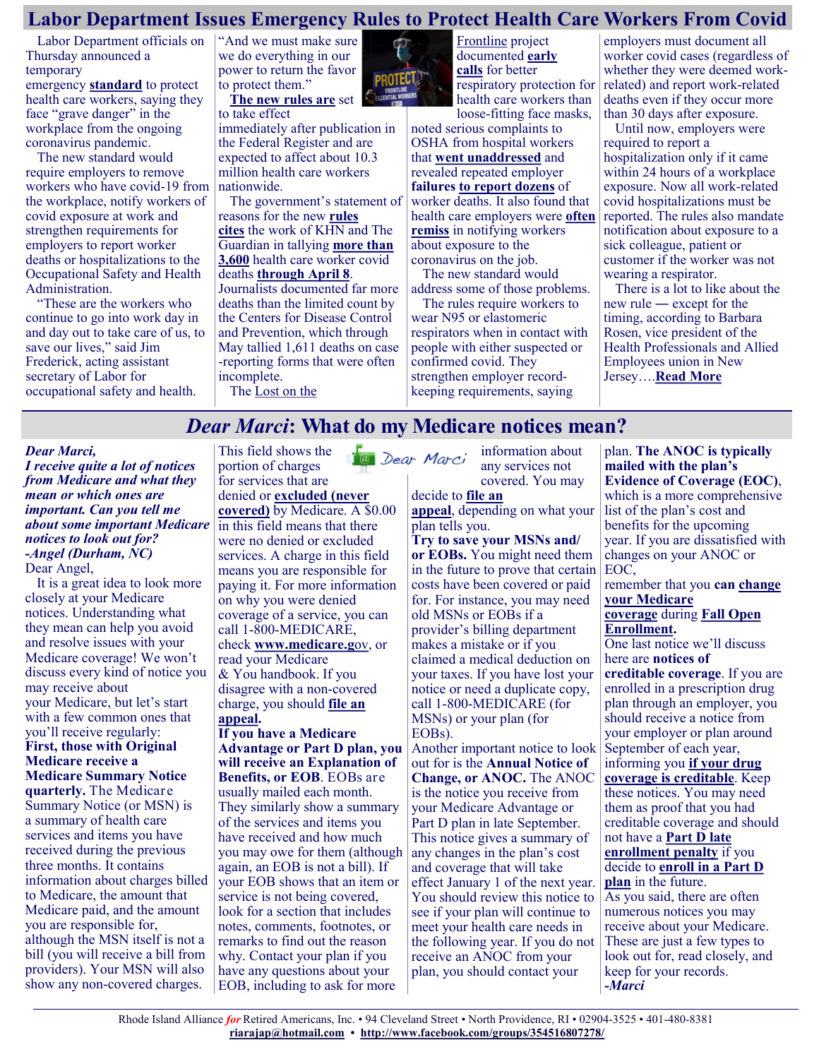# Labor Department Issues Emergency Rules to Protect Health Care Workers From Covid

Labor Department officials on Thursday announced a temporary emergency **standard** to protect health care workers, saying they face "grave danger" in the workplace from the ongoing coronavirus pandemic.

The new standard would require employers to remove workers who have covid-19 from the workplace, notify workers of covid exposure at work and strengthen requirements for employers to report worker deaths or hospitalizations to the Occupational Safety and Health Administration.

"These are the workers who continue to go into work day in and day out to take care of us, to save our lives," said Jim Frederick, acting assistant secretary of Labor for occupational safety and health. "And we must make sure we do everything in our power to return the favor to protect them."

**The new rules are** set to take effect immediately after publication in the Federal Register and are expected to affect about 10.3 million health care workers nationwide.

The government's statement of reasons for the new **rules cites** the work of KHN and The Guardian in tallying **more than 3,600** health care worker covid deaths **through April 8**. Journalists documented far more deaths than the limited count by the Centers for Disease Control and Prevention, which through May tallied 1,611 deaths on case-reporting forms that were often incomplete.

The Lost on the Frontline project documented **early calls** for better respiratory protection for health care workers than loose-fitting face masks, noted serious complaints to OSHA from hospital workers that **went unaddressed** and revealed repeated employer **failures to report dozens** of worker deaths. It also found that health care employers were **often remiss** in notifying workers about exposure to the coronavirus on the job.

The new standard would address some of those problems.

The rules require workers to wear N95 or elastomeric respirators when in contact with people with either suspected or confirmed covid. They strengthen employer record-keeping requirements, saying employers must document all worker covid cases (regardless of whether they were deemed work-related) and report work-related deaths even if they occur more than 30 days after exposure.

Until now, employers were required to report a hospitalization only if it came within 24 hours of a workplace exposure. Now all work-related covid hospitalizations must be reported. The rules also mandate notification about exposure to a sick colleague, patient or customer if the worker was not wearing a respirator.

There is a lot to like about the new rule — except for the timing, according to Barbara Rosen, vice president of the Health Professionals and Allied Employees union in New Jersey….**Read More**

# *Dear Marci*: What do my Medicare notices mean?

***Dear Marci,***
***I receive quite a lot of notices from Medicare and what they mean or which ones are important. Can you tell me about some important Medicare notices to look out for?***
***-Angel (Durham, NC)***

Dear Angel,

It is a great idea to look more closely at your Medicare notices. Understanding what they mean can help you avoid and resolve issues with your Medicare coverage! We won't discuss every kind of notice you may receive about your Medicare, but let's start with a few common ones that you'll receive regularly:

**First, those with Original Medicare receive a Medicare Summary Notice quarterly.** The Medicare Summary Notice (or MSN) is a summary of health care services and items you have received during the previous three months. It contains information about charges billed to Medicare, the amount that Medicare paid, and the amount you are responsible for, although the MSN itself is not a bill (you will receive a bill from providers). Your MSN will also show any non-covered charges. This field shows the portion of charges for services that are denied or **excluded (never covered)** by Medicare. A $0.00 in this field means that there were no denied or excluded services. A charge in this field means you are responsible for paying it. For more information on why you were denied coverage of a service, you can call 1-800-MEDICARE, check **www.medicare.gov**, or read your Medicare & You handbook. If you disagree with a non-covered charge, you should **file an appeal.**

**If you have a Medicare Advantage or Part D plan, you will receive an Explanation of Benefits, or EOB.** EOBs are usually mailed each month. They similarly show a summary of the services and items you have received and how much you may owe for them (although again, an EOB is not a bill). If your EOB shows that an item or service is not being covered, look for a section that includes notes, comments, footnotes, or remarks to find out the reason why. Contact your plan if you have any questions about your EOB, including to ask for more information about any services not covered. You may decide to **file an appeal**, depending on what your plan tells you.

**Try to save your MSNs and/or EOBs.** You might need them in the future to prove that certain costs have been covered or paid for. For instance, you may need old MSNs or EOBs if a provider's billing department makes a mistake or if you claimed a medical deduction on your taxes. If you have lost your notice or need a duplicate copy, call 1-800-MEDICARE (for MSNs) or your plan (for EOBs).

Another important notice to look out for is the **Annual Notice of Change, or ANOC.** The ANOC is the notice you receive from your Medicare Advantage or Part D plan in late September. This notice gives a summary of any changes in the plan's cost and coverage that will take effect January 1 of the next year. You should review this notice to see if your plan will continue to meet your health care needs in the following year. If you do not receive an ANOC from your plan, you should contact your plan. **The ANOC is typically mailed with the plan's Evidence of Coverage (EOC)**, which is a more comprehensive list of the plan's cost and benefits for the upcoming year. If you are dissatisfied with changes on your ANOC or EOC, remember that you **can change your Medicare coverage** during **Fall Open Enrollment.**

One last notice we'll discuss here are **notices of creditable coverage**. If you are enrolled in a prescription drug plan through an employer, you should receive a notice from your employer or plan around September of each year, informing you **if your drug coverage is creditable**. Keep these notices. You may need them as proof that you had creditable coverage and should not have a **Part D late enrollment penalty** if you decide to **enroll in a Part D plan** in the future.

As you said, there are often numerous notices you may receive about your Medicare. These are just a few types to look out for, read closely, and keep for your records.

***-Marci***

Rhode Island Alliance *for* Retired Americans, Inc. • 94 Cleveland Street • North Providence, RI • 02904-3525 • 401-480-8381
**riarajap@hotmail.com** • **http://www.facebook.com/groups/354516807278/**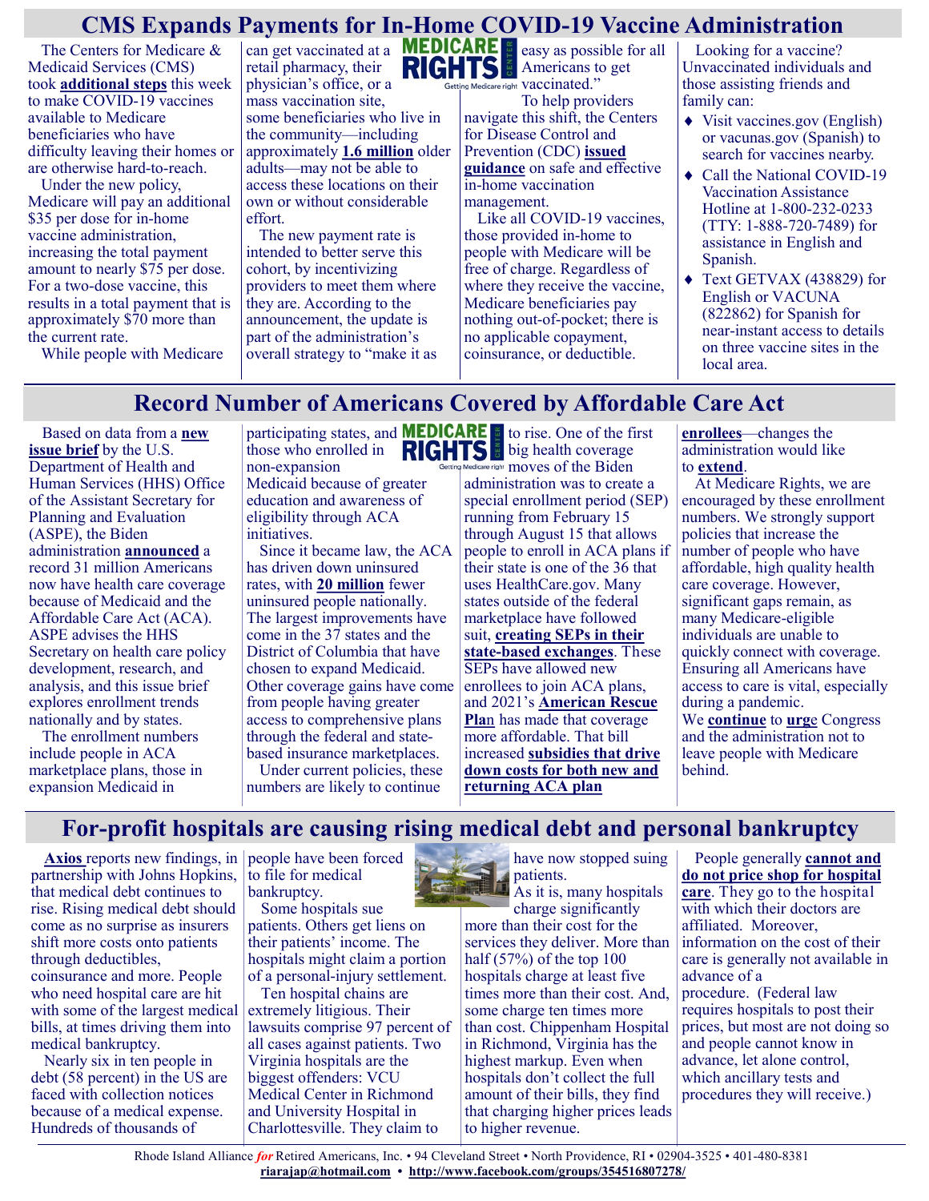# CMS Expands Payments for In-Home COVID-19 Vaccine Administration

The Centers for Medicare & Medicaid Services (CMS) took **additional steps** this week to make COVID-19 vaccines available to Medicare beneficiaries who have difficulty leaving their homes or are otherwise hard-to-reach.

Under the new policy, Medicare will pay an additional $35 per dose for in-home vaccine administration, increasing the total payment amount to nearly $75 per dose. For a two-dose vaccine, this results in a total payment that is approximately $70 more than the current rate.

While people with Medicare can get vaccinated at a retail pharmacy, their physician's office, or a mass vaccination site, some beneficiaries who live in the community—including approximately **1.6 million** older adults—may not be able to access these locations on their own or without considerable effort.

The new payment rate is intended to better serve this cohort, by incentivizing providers to meet them where they are. According to the announcement, the update is part of the administration's overall strategy to "make it as easy as possible for all Americans to get vaccinated."

To help providers navigate this shift, the Centers for Disease Control and Prevention (CDC) **issued guidance** on safe and effective in-home vaccination management.

Like all COVID-19 vaccines, those provided in-home to people with Medicare will be free of charge. Regardless of where they receive the vaccine, Medicare beneficiaries pay nothing out-of-pocket; there is no applicable copayment, coinsurance, or deductible.

Looking for a vaccine? Unvaccinated individuals and those assisting friends and family can:

- Visit vaccines.gov (English) or vacunas.gov (Spanish) to search for vaccines nearby.
- Call the National COVID-19 Vaccination Assistance Hotline at 1-800-232-0233 (TTY: 1-888-720-7489) for assistance in English and Spanish.
- Text GETVAX (438829) for English or VACUNA (822862) for Spanish for near-instant access to details on three vaccine sites in the local area.

# Record Number of Americans Covered by Affordable Care Act

Based on data from a **new issue brief** by the U.S. Department of Health and Human Services (HHS) Office of the Assistant Secretary for Planning and Evaluation (ASPE), the Biden administration **announced** a record 31 million Americans now have health care coverage because of Medicaid and the Affordable Care Act (ACA). ASPE advises the HHS Secretary on health care policy development, research, and analysis, and this issue brief explores enrollment trends nationally and by states.

The enrollment numbers include people in ACA marketplace plans, those in expansion Medicaid in participating states, and those who enrolled in non-expansion Medicaid because of greater education and awareness of eligibility through ACA initiatives.

Since it became law, the ACA has driven down uninsured rates, with **20 million** fewer uninsured people nationally. The largest improvements have come in the 37 states and the District of Columbia that have chosen to expand Medicaid. Other coverage gains have come from people having greater access to comprehensive plans through the federal and state-based insurance marketplaces.

Under current policies, these numbers are likely to continue to rise. One of the first big health coverage moves of the Biden administration was to create a special enrollment period (SEP) running from February 15 through August 15 that allows people to enroll in ACA plans if their state is one of the 36 that uses HealthCare.gov. Many states outside of the federal marketplace have followed suit, **creating SEPs in their state-based exchanges**. These SEPs have allowed new enrollees to join ACA plans, and 2021's **American Rescue Plan** has made that coverage more affordable. That bill increased **subsidies that drive down costs for both new and returning ACA plan enrollees**—changes the administration would like to **extend**.

At Medicare Rights, we are encouraged by these enrollment numbers. We strongly support policies that increase the number of people who have affordable, high quality health care coverage. However, significant gaps remain, as many Medicare-eligible individuals are unable to quickly connect with coverage. Ensuring all Americans have access to care is vital, especially during a pandemic.

We **continue** to **urge** Congress and the administration not to leave people with Medicare behind.

# For-profit hospitals are causing rising medical debt and personal bankruptcy

**Axios** reports new findings, in partnership with Johns Hopkins, that medical debt continues to rise. Rising medical debt should come as no surprise as insurers shift more costs onto patients through deductibles, coinsurance and more. People who need hospital care are hit with some of the largest medical bills, at times driving them into medical bankruptcy.

Nearly six in ten people in debt (58 percent) in the US are faced with collection notices because of a medical expense. Hundreds of thousands of people have been forced to file for medical bankruptcy.

Some hospitals sue patients. Others get liens on their patients' income. The hospitals might claim a portion of a personal-injury settlement.

Ten hospital chains are extremely litigious. Their lawsuits comprise 97 percent of all cases against patients. Two Virginia hospitals are the biggest offenders: VCU Medical Center in Richmond and University Hospital in Charlottesville. They claim to have now stopped suing patients.

As it is, many hospitals charge significantly more than their cost for the services they deliver. More than half (57%) of the top 100 hospitals charge at least five times more than their cost. And, some charge ten times more than cost. Chippenham Hospital in Richmond, Virginia has the highest markup. Even when hospitals don't collect the full amount of their bills, they find that charging higher prices leads to higher revenue.

People generally **cannot and do not price shop for hospital care**. They go to the hospital with which their doctors are affiliated. Moreover, information on the cost of their care is generally not available in advance of a procedure. (Federal law requires hospitals to post their prices, but most are not doing so and people cannot know in advance, let alone control, which ancillary tests and procedures they will receive.)

Rhode Island Alliance *for* Retired Americans, Inc. • 94 Cleveland Street • North Providence, RI • 02904-3525 • 401-480-8381
riarajap@hotmail.com • http://www.facebook.com/groups/354516807278/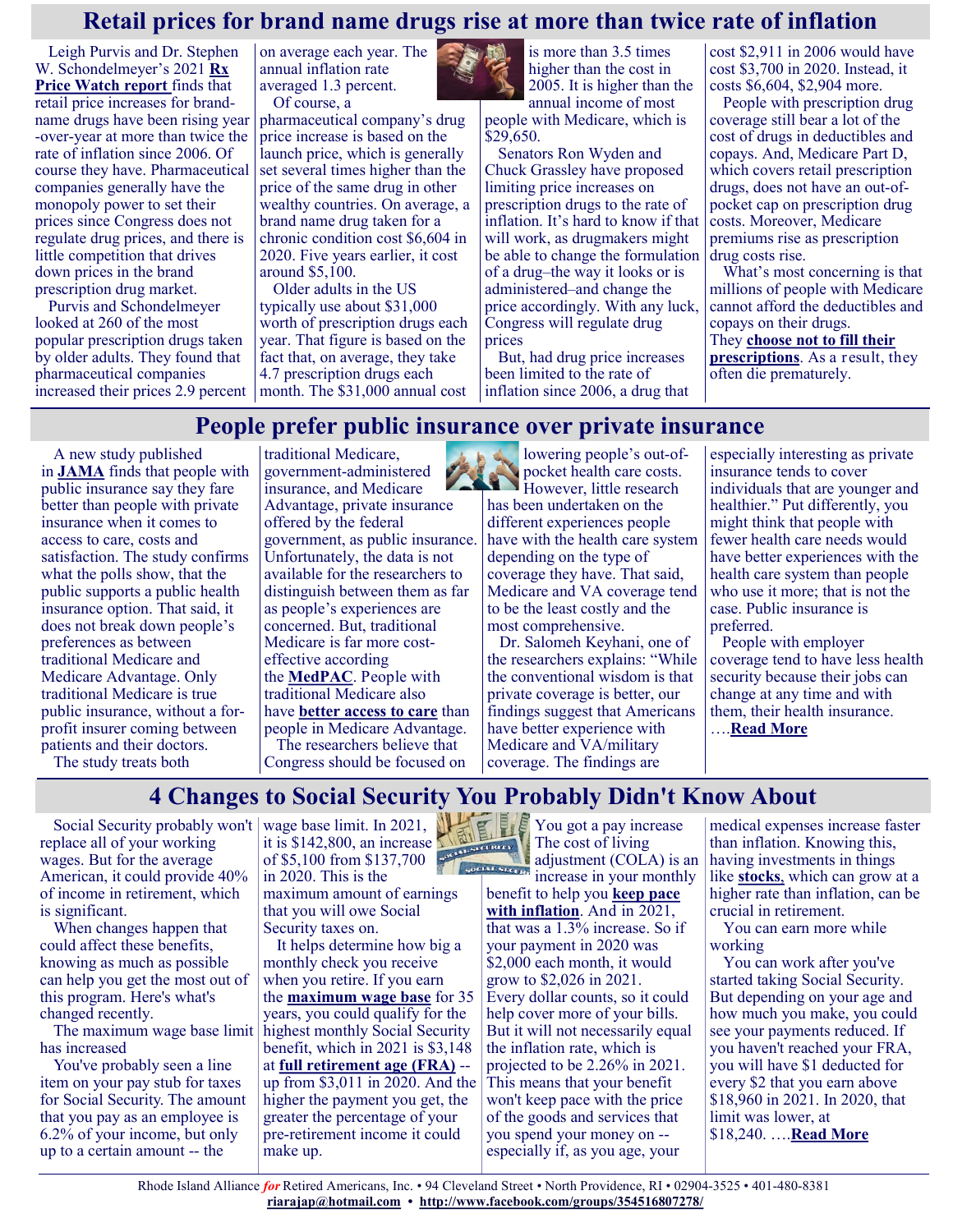# Retail prices for brand name drugs rise at more than twice rate of inflation

Leigh Purvis and Dr. Stephen W. Schondelmeyer's 2021 **Rx Price Watch report** finds that retail price increases for brand-name drugs have been rising year-over-year at more than twice the rate of inflation since 2006. Of course they have. Pharmaceutical companies generally have the monopoly power to set their prices since Congress does not regulate drug prices, and there is little competition that drives down prices in the brand prescription drug market.

Purvis and Schondelmeyer looked at 260 of the most popular prescription drugs taken by older adults. They found that pharmaceutical companies increased their prices 2.9 percent on average each year. The annual inflation rate averaged 1.3 percent.

Of course, a pharmaceutical company's drug price increase is based on the launch price, which is generally set several times higher than the price of the same drug in other wealthy countries. On average, a brand name drug taken for a chronic condition cost $6,604 in 2020. Five years earlier, it cost around $5,100.

Older adults in the US typically use about $31,000 worth of prescription drugs each year. That figure is based on the fact that, on average, they take 4.7 prescription drugs each month. The $31,000 annual cost is more than 3.5 times higher than the cost in 2005. It is higher than the annual income of most people with Medicare, which is $29,650.

Senators Ron Wyden and Chuck Grassley have proposed limiting price increases on prescription drugs to the rate of inflation. It's hard to know if that will work, as drugmakers might be able to change the formulation of a drug–the way it looks or is administered–and change the price accordingly. With any luck, Congress will regulate drug prices

But, had drug price increases been limited to the rate of inflation since 2006, a drug that cost $2,911 in 2006 would have cost $3,700 in 2020. Instead, it costs $6,604, $2,904 more.

People with prescription drug coverage still bear a lot of the cost of drugs in deductibles and copays. And, Medicare Part D, which covers retail prescription drugs, does not have an out-of-pocket cap on prescription drug costs. Moreover, Medicare premiums rise as prescription drug costs rise.

What's most concerning is that millions of people with Medicare cannot afford the deductibles and copays on their drugs. They **choose not to fill their prescriptions**. As a result, they often die prematurely.

# People prefer public insurance over private insurance

A new study published in **JAMA** finds that people with public insurance say they fare better than people with private insurance when it comes to access to care, costs and satisfaction. The study confirms what the polls show, that the public supports a public health insurance option. That said, it does not break down people's preferences as between traditional Medicare and Medicare Advantage. Only traditional Medicare is true public insurance, without a for-profit insurer coming between patients and their doctors.

The study treats both traditional Medicare, government-administered insurance, and Medicare Advantage, private insurance offered by the federal government, as public insurance. Unfortunately, the data is not available for the researchers to distinguish between them as far as people's experiences are concerned. But, traditional Medicare is far more cost-effective according the **MedPAC**. People with traditional Medicare also have **better access to care** than people in Medicare Advantage.

The researchers believe that Congress should be focused on lowering people's out-of-pocket health care costs. However, little research has been undertaken on the different experiences people have with the health care system depending on the type of coverage they have. That said, Medicare and VA coverage tend to be the least costly and the most comprehensive.

Dr. Salomeh Keyhani, one of the researchers explains: "While the conventional wisdom is that private coverage is better, our findings suggest that Americans have better experience with Medicare and VA/military coverage. The findings are especially interesting as private insurance tends to cover individuals that are younger and healthier." Put differently, you might think that people with fewer health care needs would have better experiences with the health care system than people who use it more; that is not the case. Public insurance is preferred.

People with employer coverage tend to have less health security because their jobs can change at any time and with them, their health insurance. ….**Read More**

# 4 Changes to Social Security You Probably Didn't Know About

Social Security probably won't replace all of your working wages. But for the average American, it could provide 40% of income in retirement, which is significant.

When changes happen that could affect these benefits, knowing as much as possible can help you get the most out of this program. Here's what's changed recently.

The maximum wage base limit has increased

You've probably seen a line item on your pay stub for taxes for Social Security. The amount that you pay as an employee is 6.2% of your income, but only up to a certain amount -- the wage base limit. In 2021, it is $142,800, an increase of $5,100 from $137,700 in 2020. This is the maximum amount of earnings that you will owe Social Security taxes on.

It helps determine how big a monthly check you receive when you retire. If you earn the **maximum wage base** for 35 years, you could qualify for the highest monthly Social Security benefit, which in 2021 is $3,148 at **full retirement age (FRA)** -- up from $3,011 in 2020. And the higher the payment you get, the greater the percentage of your pre-retirement income it could make up.

You got a pay increase

The cost of living adjustment (COLA) is an increase in your monthly benefit to help you **keep pace with inflation**. And in 2021, that was a 1.3% increase. So if your payment in 2020 was $2,000 each month, it would grow to $2,026 in 2021. Every dollar counts, so it could help cover more of your bills. But it will not necessarily equal the inflation rate, which is projected to be 2.26% in 2021. This means that your benefit won't keep pace with the price of the goods and services that you spend your money on -- especially if, as you age, your medical expenses increase faster than inflation. Knowing this, having investments in things like **stocks**, which can grow at a higher rate than inflation, can be crucial in retirement.

You can earn more while working

You can work after you've started taking Social Security. But depending on your age and how much you make, you could see your payments reduced. If you haven't reached your FRA, you will have $1 deducted for every $2 that you earn above $18,960 in 2021. In 2020, that limit was lower, at $18,240. ….**Read More**

Rhode Island Alliance *for* Retired Americans, Inc. • 94 Cleveland Street • North Providence, RI • 02904-3525 • 401-480-8381
**riarajap@hotmail.com** • **http://www.facebook.com/groups/354516807278/**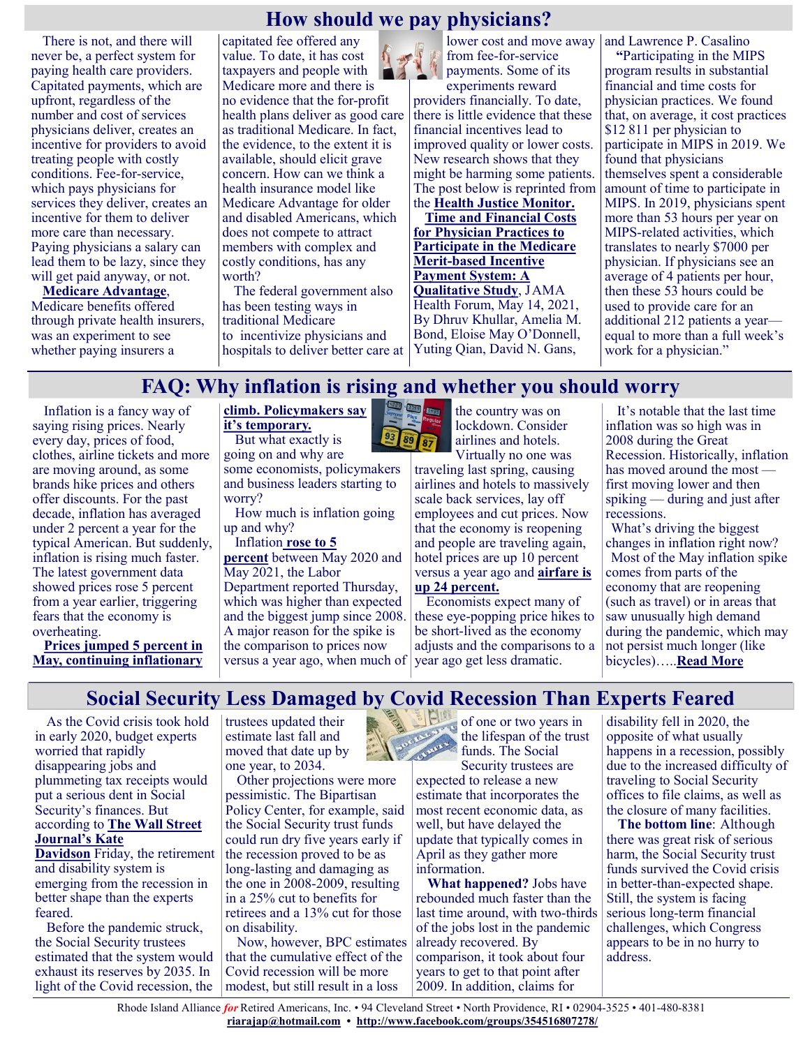## How should we pay physicians?

There is not, and there will never be, a perfect system for paying health care providers. Capitated payments, which are upfront, regardless of the number and cost of services physicians deliver, creates an incentive for providers to avoid treating people with costly conditions. Fee-for-service, which pays physicians for services they deliver, creates an incentive for them to deliver more care than necessary. Paying physicians a salary can lead them to be lazy, since they will get paid anyway, or not.

**Medicare Advantage**, Medicare benefits offered through private health insurers, was an experiment to see whether paying insurers a capitated fee offered any value. To date, it has cost taxpayers and people with Medicare more and there is no evidence that the for-profit health plans deliver as good care as traditional Medicare. In fact, the evidence, to the extent it is available, should elicit grave concern. How can we think a health insurance model like Medicare Advantage for older and disabled Americans, which does not compete to attract members with complex and costly conditions, has any worth?

The federal government also has been testing ways in traditional Medicare to incentivize physicians and hospitals to deliver better care at lower cost and move away from fee-for-service payments. Some of its experiments reward providers financially. To date, there is little evidence that these financial incentives lead to improved quality or lower costs. New research shows that they might be harming some patients. The post below is reprinted from the **Health Justice Monitor.**

**Time and Financial Costs for Physician Practices to Participate in the Medicare Merit-based Incentive Payment System: A Qualitative Study**, JAMA Health Forum, May 14, 2021, By Dhruv Khullar, Amelia M. Bond, Eloise May O'Donnell, Yuting Qian, David N. Gans, and Lawrence P. Casalino

**"**Participating in the MIPS program results in substantial financial and time costs for physician practices. We found that, on average, it cost practices $12 811 per physician to participate in MIPS in 2019. We found that physicians themselves spent a considerable amount of time to participate in MIPS. In 2019, physicians spent more than 53 hours per year on MIPS-related activities, which translates to nearly $7000 per physician. If physicians see an average of 4 patients per hour, then these 53 hours could be used to provide care for an additional 212 patients a year—equal to more than a full week's work for a physician."

## FAQ: Why inflation is rising and whether you should worry

Inflation is a fancy way of saying rising prices. Nearly every day, prices of food, clothes, airline tickets and more are moving around, as some brands hike prices and others offer discounts. For the past decade, inflation has averaged under 2 percent a year for the typical American. But suddenly, inflation is rising much faster. The latest government data showed prices rose 5 percent from a year earlier, triggering fears that the economy is overheating.

**Prices jumped 5 percent in May, continuing inflationary climb. Policymakers say it's temporary.**

But what exactly is going on and why are some economists, policymakers and business leaders starting to worry?

How much is inflation going up and why?

Inflation **rose to 5 percent** between May 2020 and May 2021, the Labor Department reported Thursday, which was higher than expected and the biggest jump since 2008. A major reason for the spike is the comparison to prices now versus a year ago, when much of the country was on lockdown. Consider airlines and hotels. Virtually no one was traveling last spring, causing airlines and hotels to massively scale back services, lay off employees and cut prices. Now that the economy is reopening and people are traveling again, hotel prices are up 10 percent versus a year ago and **airfare is up 24 percent.**

Economists expect many of these eye-popping price hikes to be short-lived as the economy adjusts and the comparisons to a year ago get less dramatic.

It's notable that the last time inflation was so high was in 2008 during the Great Recession. Historically, inflation has moved around the most — first moving lower and then spiking — during and just after recessions.

What's driving the biggest changes in inflation right now?

Most of the May inflation spike comes from parts of the economy that are reopening (such as travel) or in areas that saw unusually high demand during the pandemic, which may not persist much longer (like bicycles)…..**Read More**

## Social Security Less Damaged by Covid Recession Than Experts Feared

As the Covid crisis took hold in early 2020, budget experts worried that rapidly disappearing jobs and plummeting tax receipts would put a serious dent in Social Security's finances. But according to **The Wall Street Journal's Kate Davidson** Friday, the retirement and disability system is emerging from the recession in better shape than the experts feared.

Before the pandemic struck, the Social Security trustees estimated that the system would exhaust its reserves by 2035. In light of the Covid recession, the trustees updated their estimate last fall and moved that date up by one year, to 2034.

Other projections were more pessimistic. The Bipartisan Policy Center, for example, said the Social Security trust funds could run dry five years early if the recession proved to be as long-lasting and damaging as the one in 2008-2009, resulting in a 25% cut to benefits for retirees and a 13% cut for those on disability.

Now, however, BPC estimates that the cumulative effect of the Covid recession will be more modest, but still result in a loss of one or two years in the lifespan of the trust funds. The Social Security trustees are expected to release a new estimate that incorporates the most recent economic data, as well, but have delayed the update that typically comes in April as they gather more information.

**What happened?** Jobs have rebounded much faster than the last time around, with two-thirds of the jobs lost in the pandemic already recovered. By comparison, it took about four years to get to that point after 2009. In addition, claims for disability fell in 2020, the opposite of what usually happens in a recession, possibly due to the increased difficulty of traveling to Social Security offices to file claims, as well as the closure of many facilities.

**The bottom line**: Although there was great risk of serious harm, the Social Security trust funds survived the Covid crisis in better-than-expected shape. Still, the system is facing serious long-term financial challenges, which Congress appears to be in no hurry to address.

Rhode Island Alliance *for* Retired Americans, Inc. • 94 Cleveland Street • North Providence, RI • 02904-3525 • 401-480-8381
**riarajap@hotmail.com** • **http://www.facebook.com/groups/354516807278/**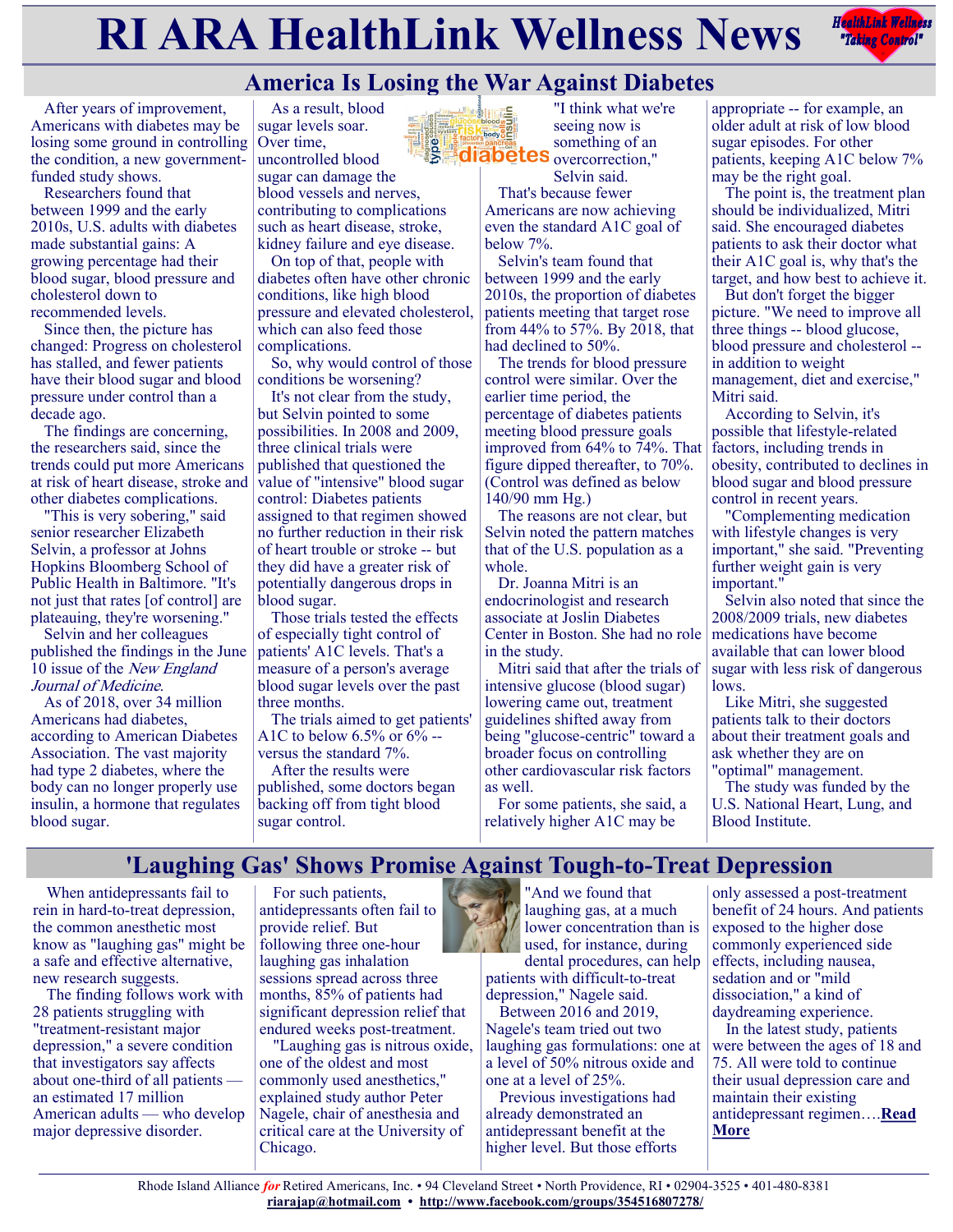# RI ARA HealthLink Wellness News

## America Is Losing the War Against Diabetes

After years of improvement, Americans with diabetes may be losing some ground in controlling the condition, a new government-funded study shows.

Researchers found that between 1999 and the early 2010s, U.S. adults with diabetes made substantial gains: A growing percentage had their blood sugar, blood pressure and cholesterol down to recommended levels.

Since then, the picture has changed: Progress on cholesterol has stalled, and fewer patients have their blood sugar and blood pressure under control than a decade ago.

The findings are concerning, the researchers said, since the trends could put more Americans at risk of heart disease, stroke and other diabetes complications.

"This is very sobering," said senior researcher Elizabeth Selvin, a professor at Johns Hopkins Bloomberg School of Public Health in Baltimore. "It's not just that rates [of control] are plateauing, they're worsening."

Selvin and her colleagues published the findings in the June 10 issue of the *New England Journal of Medicine*.

As of 2018, over 34 million Americans had diabetes, according to American Diabetes Association. The vast majority had type 2 diabetes, where the body can no longer properly use insulin, a hormone that regulates blood sugar.

As a result, blood sugar levels soar. Over time, uncontrolled blood sugar can damage the blood vessels and nerves, contributing to complications such as heart disease, stroke, kidney failure and eye disease.

On top of that, people with diabetes often have other chronic conditions, like high blood pressure and elevated cholesterol, which can also feed those complications.

So, why would control of those conditions be worsening?

It's not clear from the study, but Selvin pointed to some possibilities. In 2008 and 2009, three clinical trials were published that questioned the value of "intensive" blood sugar control: Diabetes patients assigned to that regimen showed no further reduction in their risk of heart trouble or stroke -- but they did have a greater risk of potentially dangerous drops in blood sugar.

Those trials tested the effects of especially tight control of patients' A1C levels. That's a measure of a person's average blood sugar levels over the past three months.

The trials aimed to get patients' A1C to below 6.5% or 6% -- versus the standard 7%.

After the results were published, some doctors began backing off from tight blood sugar control.

"I think what we're seeing now is something of an overcorrection," Selvin said.

That's because fewer Americans are now achieving even the standard A1C goal of below 7%.

Selvin's team found that between 1999 and the early 2010s, the proportion of diabetes patients meeting that target rose from 44% to 57%. By 2018, that had declined to 50%.

The trends for blood pressure control were similar. Over the earlier time period, the percentage of diabetes patients meeting blood pressure goals improved from 64% to 74%. That figure dipped thereafter, to 70%. (Control was defined as below 140/90 mm Hg.)

The reasons are not clear, but Selvin noted the pattern matches that of the U.S. population as a whole.

Dr. Joanna Mitri is an endocrinologist and research associate at Joslin Diabetes Center in Boston. She had no role in the study.

Mitri said that after the trials of intensive glucose (blood sugar) lowering came out, treatment guidelines shifted away from being "glucose-centric" toward a broader focus on controlling other cardiovascular risk factors as well.

For some patients, she said, a relatively higher A1C may be appropriate -- for example, an older adult at risk of low blood sugar episodes. For other patients, keeping A1C below 7% may be the right goal.

The point is, the treatment plan should be individualized, Mitri said. She encouraged diabetes patients to ask their doctor what their A1C goal is, why that's the target, and how best to achieve it.

But don't forget the bigger picture. "We need to improve all three things -- blood glucose, blood pressure and cholesterol -- in addition to weight management, diet and exercise," Mitri said.

According to Selvin, it's possible that lifestyle-related factors, including trends in obesity, contributed to declines in blood sugar and blood pressure control in recent years.

"Complementing medication with lifestyle changes is very important," she said. "Preventing further weight gain is very important."

Selvin also noted that since the 2008/2009 trials, new diabetes medications have become available that can lower blood sugar with less risk of dangerous lows.

Like Mitri, she suggested patients talk to their doctors about their treatment goals and ask whether they are on "optimal" management.

The study was funded by the U.S. National Heart, Lung, and Blood Institute.

## 'Laughing Gas' Shows Promise Against Tough-to-Treat Depression

When antidepressants fail to rein in hard-to-treat depression, the common anesthetic most know as "laughing gas" might be a safe and effective alternative, new research suggests.

The finding follows work with 28 patients struggling with "treatment-resistant major depression," a severe condition that investigators say affects about one-third of all patients — an estimated 17 million American adults — who develop major depressive disorder.

For such patients, antidepressants often fail to provide relief. But following three one-hour laughing gas inhalation sessions spread across three months, 85% of patients had significant depression relief that endured weeks post-treatment.

"Laughing gas is nitrous oxide, one of the oldest and most commonly used anesthetics," explained study author Peter Nagele, chair of anesthesia and critical care at the University of Chicago.

"And we found that laughing gas, at a much lower concentration than is used, for instance, during dental procedures, can help patients with difficult-to-treat depression," Nagele said.

Between 2016 and 2019, Nagele's team tried out two laughing gas formulations: one at a level of 50% nitrous oxide and one at a level of 25%.

Previous investigations had already demonstrated an antidepressant benefit at the higher level. But those efforts only assessed a post-treatment benefit of 24 hours. And patients exposed to the higher dose commonly experienced side effects, including nausea, sedation and or "mild dissociation," a kind of daydreaming experience.

In the latest study, patients were between the ages of 18 and 75. All were told to continue their usual depression care and maintain their existing antidepressant regimen….**Read More**

Rhode Island Alliance *for* Retired Americans, Inc. • 94 Cleveland Street • North Providence, RI • 02904-3525 • 401-480-8381
riarajap@hotmail.com • http://www.facebook.com/groups/354516807278/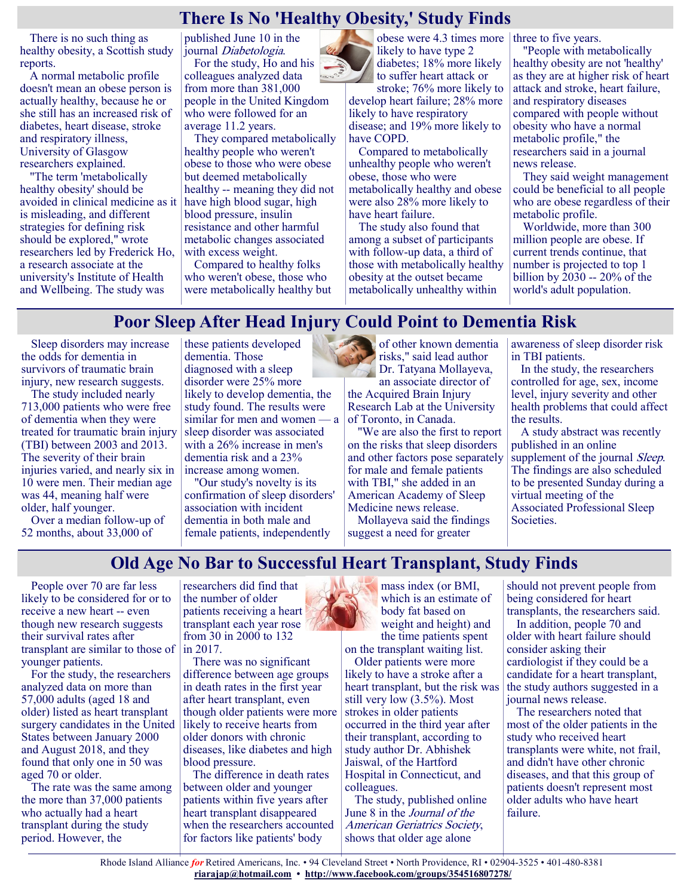## There Is No 'Healthy Obesity,' Study Finds

There is no such thing as healthy obesity, a Scottish study reports.

A normal metabolic profile doesn't mean an obese person is actually healthy, because he or she still has an increased risk of diabetes, heart disease, stroke and respiratory illness, University of Glasgow researchers explained.

"The term 'metabolically healthy obesity' should be avoided in clinical medicine as it is misleading, and different strategies for defining risk should be explored," wrote researchers led by Frederick Ho, a research associate at the university's Institute of Health and Wellbeing. The study was published June 10 in the journal *Diabetologia*.

For the study, Ho and his colleagues analyzed data from more than 381,000 people in the United Kingdom who were followed for an average 11.2 years.

They compared metabolically healthy people who weren't obese to those who were obese but deemed metabolically healthy -- meaning they did not have high blood sugar, high blood pressure, insulin resistance and other harmful metabolic changes associated with excess weight.

Compared to healthy folks who weren't obese, those who were metabolically healthy but obese were 4.3 times more likely to have type 2 diabetes; 18% more likely to suffer heart attack or stroke; 76% more likely to develop heart failure; 28% more likely to have respiratory disease; and 19% more likely to have COPD.

Compared to metabolically unhealthy people who weren't obese, those who were metabolically healthy and obese were also 28% more likely to have heart failure.

The study also found that among a subset of participants with follow-up data, a third of those with metabolically healthy obesity at the outset became metabolically unhealthy within three to five years.

"People with metabolically healthy obesity are not 'healthy' as they are at higher risk of heart attack and stroke, heart failure, and respiratory diseases compared with people without obesity who have a normal metabolic profile," the researchers said in a journal news release.

They said weight management could be beneficial to all people who are obese regardless of their metabolic profile.

Worldwide, more than 300 million people are obese. If current trends continue, that number is projected to top 1 billion by 2030 -- 20% of the world's adult population.

## Poor Sleep After Head Injury Could Point to Dementia Risk

Sleep disorders may increase the odds for dementia in survivors of traumatic brain injury, new research suggests.

The study included nearly 713,000 patients who were free of dementia when they were treated for traumatic brain injury (TBI) between 2003 and 2013. The severity of their brain injuries varied, and nearly six in 10 were men. Their median age was 44, meaning half were older, half younger.

Over a median follow-up of 52 months, about 33,000 of these patients developed dementia. Those diagnosed with a sleep disorder were 25% more likely to develop dementia, the study found. The results were similar for men and women — a sleep disorder was associated with a 26% increase in men's dementia risk and a 23% increase among women.

"Our study's novelty is its confirmation of sleep disorders' association with incident dementia in both male and female patients, independently of other known dementia risks," said lead author Dr. Tatyana Mollayeva, an associate director of the Acquired Brain Injury Research Lab at the University of Toronto, in Canada.

"We are also the first to report on the risks that sleep disorders and other factors pose separately for male and female patients with TBI," she added in an American Academy of Sleep Medicine news release.

Mollayeva said the findings suggest a need for greater awareness of sleep disorder risk in TBI patients.

In the study, the researchers controlled for age, sex, income level, injury severity and other health problems that could affect the results.

A study abstract was recently published in an online supplement of the journal *Sleep*. The findings are also scheduled to be presented Sunday during a virtual meeting of the Associated Professional Sleep Societies.

## Old Age No Bar to Successful Heart Transplant, Study Finds

People over 70 are far less likely to be considered for or to receive a new heart -- even though new research suggests their survival rates after transplant are similar to those of younger patients.

For the study, the researchers analyzed data on more than 57,000 adults (aged 18 and older) listed as heart transplant surgery candidates in the United States between January 2000 and August 2018, and they found that only one in 50 was aged 70 or older.

The rate was the same among the more than 37,000 patients who actually had a heart transplant during the study period. However, the researchers did find that the number of older patients receiving a heart transplant each year rose from 30 in 2000 to 132 in 2017.

There was no significant difference between age groups in death rates in the first year after heart transplant, even though older patients were more likely to receive hearts from older donors with chronic diseases, like diabetes and high blood pressure.

The difference in death rates between older and younger patients within five years after heart transplant disappeared when the researchers accounted for factors like patients' body mass index (or BMI, which is an estimate of body fat based on weight and height) and the time patients spent on the transplant waiting list.

Older patients were more likely to have a stroke after a heart transplant, but the risk was still very low (3.5%). Most strokes in older patients occurred in the third year after their transplant, according to study author Dr. Abhishek Jaiswal, of the Hartford Hospital in Connecticut, and colleagues.

The study, published online June 8 in the *Journal of the American Geriatrics Society*, shows that older age alone should not prevent people from being considered for heart transplants, the researchers said.

In addition, people 70 and older with heart failure should consider asking their cardiologist if they could be a candidate for a heart transplant, the study authors suggested in a journal news release.

The researchers noted that most of the older patients in the study who received heart transplants were white, not frail, and didn't have other chronic diseases, and that this group of patients doesn't represent most older adults who have heart failure.

Rhode Island Alliance *for* Retired Americans, Inc. • 94 Cleveland Street • North Providence, RI • 02904-3525 • 401-480-8381
riarajap@hotmail.com • http://www.facebook.com/groups/354516807278/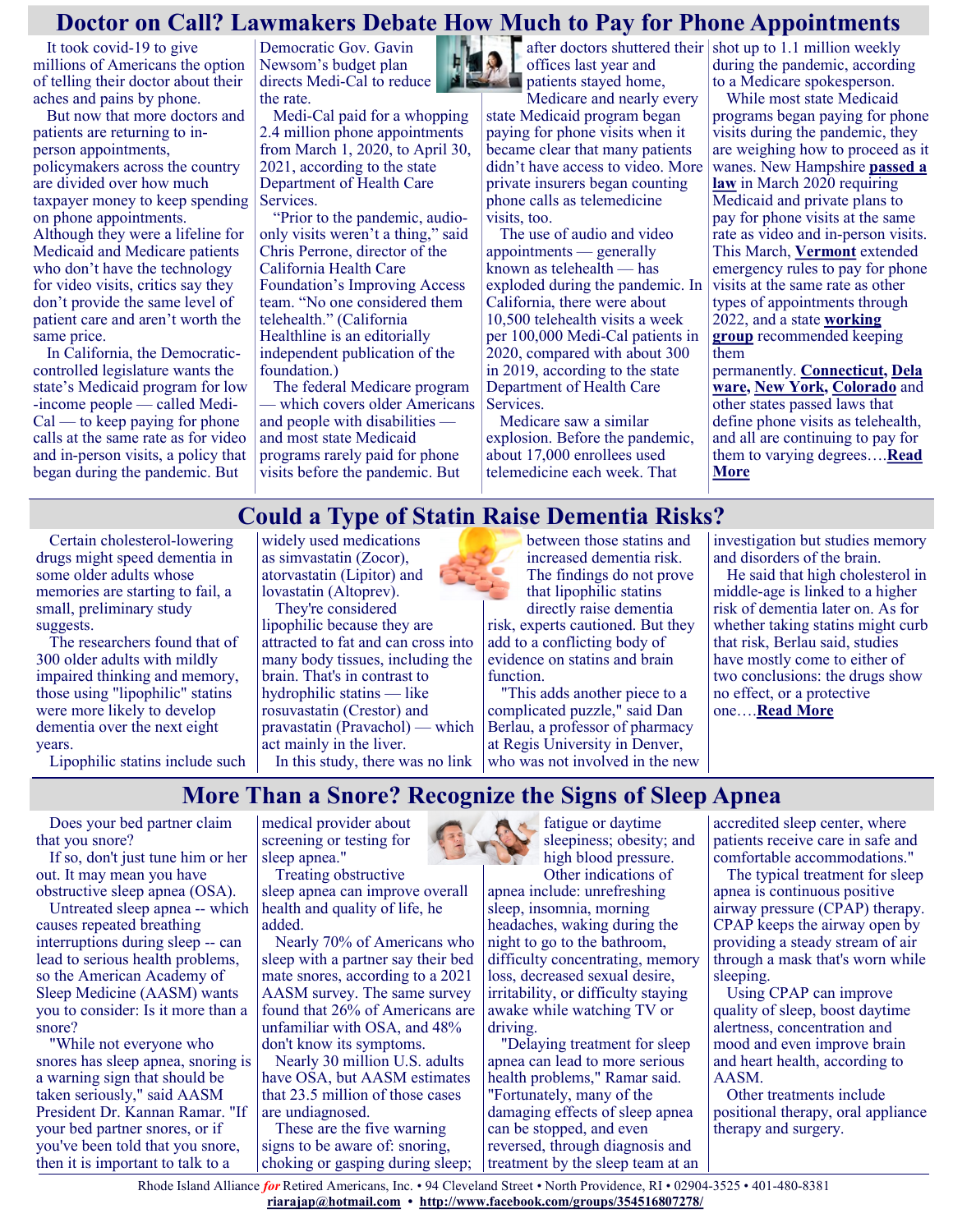# Doctor on Call? Lawmakers Debate How Much to Pay for Phone Appointments

It took covid-19 to give millions of Americans the option of telling their doctor about their aches and pains by phone.

But now that more doctors and patients are returning to in-person appointments, policymakers across the country are divided over how much taxpayer money to keep spending on phone appointments. Although they were a lifeline for Medicaid and Medicare patients who don't have the technology for video visits, critics say they don't provide the same level of patient care and aren't worth the same price.

In California, the Democratic-controlled legislature wants the state's Medicaid program for low-income people — called Medi-Cal — to keep paying for phone calls at the same rate as for video and in-person visits, a policy that began during the pandemic. But Democratic Gov. Gavin Newsom's budget plan directs Medi-Cal to reduce the rate.

Medi-Cal paid for a whopping 2.4 million phone appointments from March 1, 2020, to April 30, 2021, according to the state Department of Health Care Services.

"Prior to the pandemic, audio-only visits weren't a thing," said Chris Perrone, director of the California Health Care Foundation's Improving Access team. "No one considered them telehealth." (California Healthline is an editorially independent publication of the foundation.)

The federal Medicare program — which covers older Americans and people with disabilities — and most state Medicaid programs rarely paid for phone visits before the pandemic. But after doctors shuttered their offices last year and patients stayed home, Medicare and nearly every state Medicaid program began paying for phone visits when it became clear that many patients didn't have access to video. More private insurers began counting phone calls as telemedicine visits, too.

The use of audio and video appointments — generally known as telehealth — has exploded during the pandemic. In California, there were about 10,500 telehealth visits a week per 100,000 Medi-Cal patients in 2020, compared with about 300 in 2019, according to the state Department of Health Care Services.

Medicare saw a similar explosion. Before the pandemic, about 17,000 enrollees used telemedicine each week. That shot up to 1.1 million weekly during the pandemic, according to a Medicare spokesperson.

While most state Medicaid programs began paying for phone visits during the pandemic, they are weighing how to proceed as it wanes. New Hampshire **passed a law** in March 2020 requiring Medicaid and private plans to pay for phone visits at the same rate as video and in-person visits. This March, **Vermont** extended emergency rules to pay for phone visits at the same rate as other types of appointments through 2022, and a state **working group** recommended keeping them permanently. **Connecticut**, **Delaware**, **New York**, **Colorado** and other states passed laws that define phone visits as telehealth, and all are continuing to pay for them to varying degrees….**Read More**

# Could a Type of Statin Raise Dementia Risks?

Certain cholesterol-lowering drugs might speed dementia in some older adults whose memories are starting to fail, a small, preliminary study suggests.

The researchers found that of 300 older adults with mildly impaired thinking and memory, those using "lipophilic" statins were more likely to develop dementia over the next eight years.

Lipophilic statins include such widely used medications as simvastatin (Zocor), atorvastatin (Lipitor) and lovastatin (Altoprev).

They're considered lipophilic because they are attracted to fat and can cross into many body tissues, including the brain. That's in contrast to hydrophilic statins — like rosuvastatin (Crestor) and pravastatin (Pravachol) — which act mainly in the liver.

In this study, there was no link between those statins and increased dementia risk.

The findings do not prove that lipophilic statins directly raise dementia risk, experts cautioned. But they add to a conflicting body of evidence on statins and brain function.

"This adds another piece to a complicated puzzle," said Dan Berlau, a professor of pharmacy at Regis University in Denver, who was not involved in the new investigation but studies memory and disorders of the brain.

He said that high cholesterol in middle-age is linked to a higher risk of dementia later on. As for whether taking statins might curb that risk, Berlau said, studies have mostly come to either of two conclusions: the drugs show no effect, or a protective one….**Read More**

# More Than a Snore? Recognize the Signs of Sleep Apnea

Does your bed partner claim that you snore?

If so, don't just tune him or her out. It may mean you have obstructive sleep apnea (OSA).

Untreated sleep apnea -- which causes repeated breathing interruptions during sleep -- can lead to serious health problems, so the American Academy of Sleep Medicine (AASM) wants you to consider: Is it more than a snore?

"While not everyone who snores has sleep apnea, snoring is a warning sign that should be taken seriously," said AASM President Dr. Kannan Ramar. "If your bed partner snores, or if you've been told that you snore, then it is important to talk to a medical provider about screening or testing for sleep apnea."

Treating obstructive sleep apnea can improve overall health and quality of life, he added.

Nearly 70% of Americans who sleep with a partner say their bed mate snores, according to a 2021 AASM survey. The same survey found that 26% of Americans are unfamiliar with OSA, and 48% don't know its symptoms.

Nearly 30 million U.S. adults have OSA, but AASM estimates that 23.5 million of those cases are undiagnosed.

These are the five warning signs to be aware of: snoring, choking or gasping during sleep; fatigue or daytime sleepiness; obesity; and high blood pressure.

Other indications of apnea include: unrefreshing sleep, insomnia, morning headaches, waking during the night to go to the bathroom, difficulty concentrating, memory loss, decreased sexual desire, irritability, or difficulty staying awake while watching TV or driving.

"Delaying treatment for sleep apnea can lead to more serious health problems," Ramar said. "Fortunately, many of the damaging effects of sleep apnea can be stopped, and even reversed, through diagnosis and treatment by the sleep team at an accredited sleep center, where patients receive care in safe and comfortable accommodations."

The typical treatment for sleep apnea is continuous positive airway pressure (CPAP) therapy. CPAP keeps the airway open by providing a steady stream of air through a mask that's worn while sleeping.

Using CPAP can improve quality of sleep, boost daytime alertness, concentration and mood and even improve brain and heart health, according to AASM.

Other treatments include positional therapy, oral appliance therapy and surgery.

Rhode Island Alliance *for* Retired Americans, Inc. • 94 Cleveland Street • North Providence, RI • 02904-3525 • 401-480-8381
**riarajap@hotmail.com** • **http://www.facebook.com/groups/354516807278/**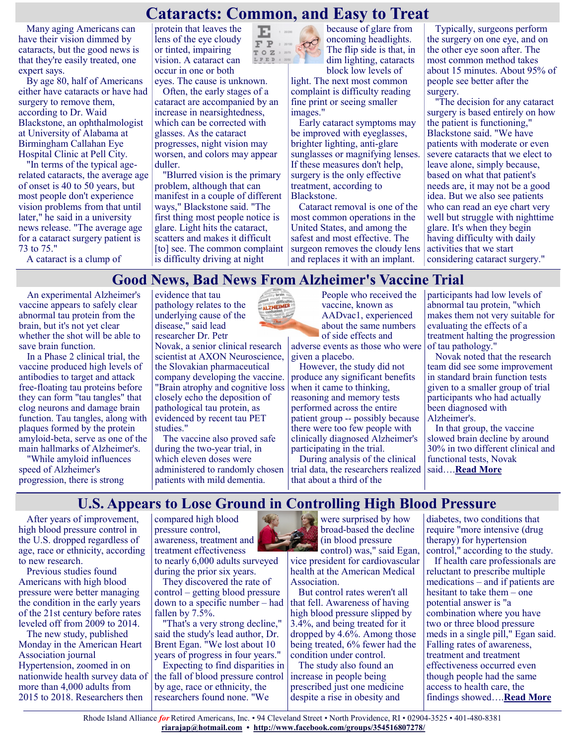# Cataracts: Common, and Easy to Treat

Many aging Americans can have their vision dimmed by cataracts, but the good news is that they're easily treated, one expert says.

By age 80, half of Americans either have cataracts or have had surgery to remove them, according to Dr. Waid Blackstone, an ophthalmologist at University of Alabama at Birmingham Callahan Eye Hospital Clinic at Pell City.

"In terms of the typical age-related cataracts, the average age of onset is 40 to 50 years, but most people don't experience vision problems from that until later," he said in a university news release. "The average age for a cataract surgery patient is 73 to 75."

A cataract is a clump of protein that leaves the lens of the eye cloudy or tinted, impairing vision. A cataract can occur in one or both eyes. The cause is unknown.

Often, the early stages of a cataract are accompanied by an increase in nearsightedness, which can be corrected with glasses. As the cataract progresses, night vision may worsen, and colors may appear duller.

"Blurred vision is the primary problem, although that can manifest in a couple of different ways," Blackstone said. "The first thing most people notice is glare. Light hits the cataract, scatters and makes it difficult [to] see. The common complaint is difficulty driving at night because of glare from oncoming headlights. The flip side is that, in dim lighting, cataracts block low levels of light. The next most common complaint is difficulty reading fine print or seeing smaller images."

Early cataract symptoms may be improved with eyeglasses, brighter lighting, anti-glare sunglasses or magnifying lenses. If these measures don't help, surgery is the only effective treatment, according to Blackstone.

Cataract removal is one of the most common operations in the United States, and among the safest and most effective. The surgeon removes the cloudy lens and replaces it with an implant.

Typically, surgeons perform the surgery on one eye, and on the other eye soon after. The most common method takes about 15 minutes. About 95% of people see better after the surgery.

"The decision for any cataract surgery is based entirely on how the patient is functioning," Blackstone said. "We have patients with moderate or even severe cataracts that we elect to leave alone, simply because, based on what that patient's needs are, it may not be a good idea. But we also see patients who can read an eye chart very well but struggle with nighttime glare. It's when they begin having difficulty with daily activities that we start considering cataract surgery."

# Good News, Bad News From Alzheimer's Vaccine Trial

An experimental Alzheimer's vaccine appears to safely clear abnormal tau protein from the brain, but it's not yet clear whether the shot will be able to save brain function.

In a Phase 2 clinical trial, the vaccine produced high levels of antibodies to target and attack free-floating tau proteins before they can form "tau tangles" that clog neurons and damage brain function. Tau tangles, along with plaques formed by the protein amyloid-beta, serve as one of the main hallmarks of Alzheimer's.

"While amyloid influences speed of Alzheimer's progression, there is strong evidence that tau pathology relates to the underlying cause of the disease," said lead researcher Dr. Petr Novak, a senior clinical research scientist at AXON Neuroscience, the Slovakian pharmaceutical company developing the vaccine. "Brain atrophy and cognitive loss closely echo the deposition of pathological tau protein, as evidenced by recent tau PET studies."

The vaccine also proved safe during the two-year trial, in which eleven doses were administered to randomly chosen patients with mild dementia.

People who received the vaccine, known as AADvac1, experienced about the same numbers of side effects and adverse events as those who were given a placebo.

However, the study did not produce any significant benefits when it came to thinking, reasoning and memory tests performed across the entire patient group -- possibly because there were too few people with clinically diagnosed Alzheimer's participating in the trial.

During analysis of the clinical trial data, the researchers realized that about a third of the participants had low levels of abnormal tau protein, "which makes them not very suitable for evaluating the effects of a treatment halting the progression of tau pathology."

Novak noted that the research team did see some improvement in standard brain function tests given to a smaller group of trial participants who had actually been diagnosed with Alzheimer's.

In that group, the vaccine slowed brain decline by around 30% in two different clinical and functional tests, Novak said….**Read More**

# U.S. Appears to Lose Ground in Controlling High Blood Pressure

After years of improvement, high blood pressure control in the U.S. dropped regardless of age, race or ethnicity, according to new research.

Previous studies found Americans with high blood pressure were better managing the condition in the early years of the 21st century before rates leveled off from 2009 to 2014.

The new study, published Monday in the American Heart Association journal Hypertension, zoomed in on nationwide health survey data of more than 4,000 adults from 2015 to 2018. Researchers then compared high blood pressure control, awareness, treatment and treatment effectiveness to nearly 6,000 adults surveyed during the prior six years.

They discovered the rate of control – getting blood pressure down to a specific number – had fallen by 7.5%.

"That's a very strong decline," said the study's lead author, Dr. Brent Egan. "We lost about 10 years of progress in four years."

Expecting to find disparities in the fall of blood pressure control by age, race or ethnicity, the researchers found none. "We were surprised by how broad-based the decline (in blood pressure control) was," said Egan, vice president for cardiovascular health at the American Medical Association.

But control rates weren't all that fell. Awareness of having high blood pressure slipped by 3.4%, and being treated for it dropped by 4.6%. Among those being treated, 6% fewer had the condition under control.

The study also found an increase in people being prescribed just one medicine despite a rise in obesity and diabetes, two conditions that require "more intensive (drug therapy) for hypertension control," according to the study.

If health care professionals are reluctant to prescribe multiple medications – and if patients are hesitant to take them – one potential answer is "a combination where you have two or three blood pressure meds in a single pill," Egan said. Falling rates of awareness, treatment and treatment effectiveness occurred even though people had the same access to health care, the findings showed….**Read More**

Rhode Island Alliance *for* Retired Americans, Inc. • 94 Cleveland Street • North Providence, RI • 02904-3525 • 401-480-8381
**riarajap@hotmail.com** • **http://www.facebook.com/groups/354516807278/**